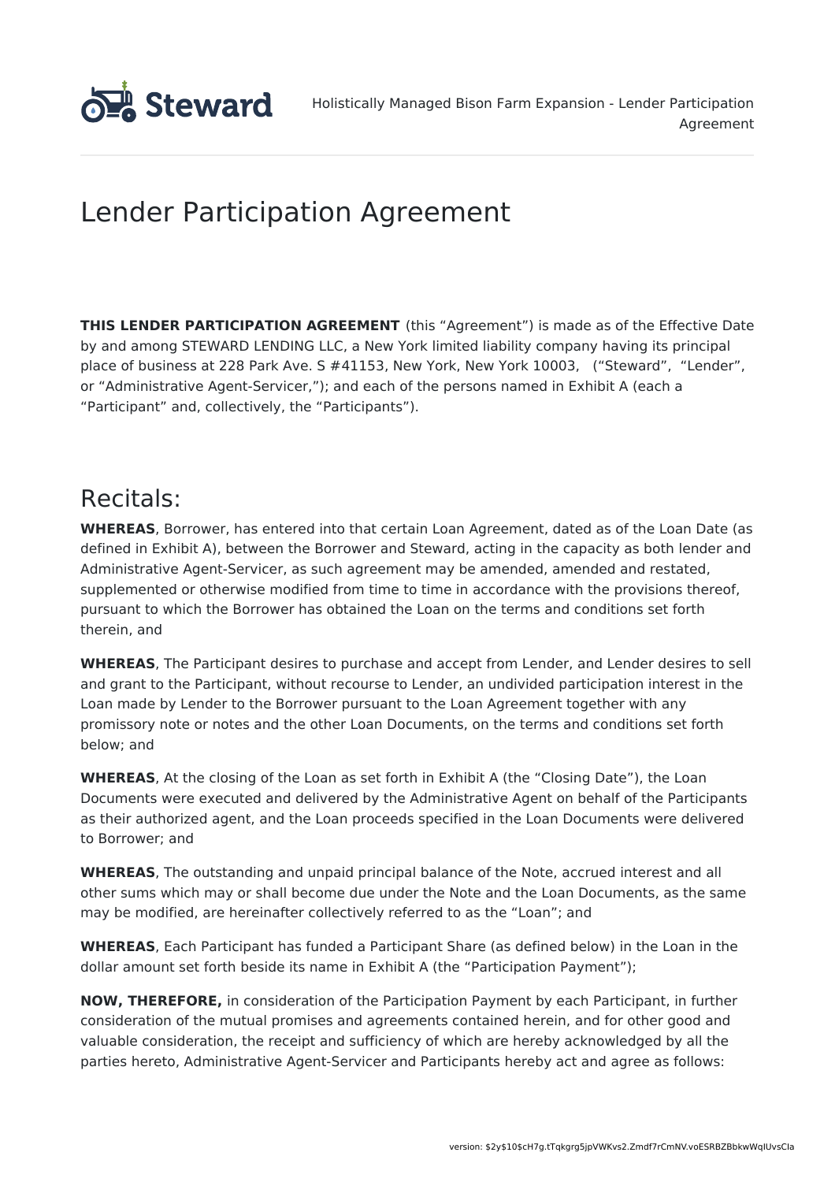# Lender Participation Agreement

**THIS LENDER PARTICIPATION AGREEMENT** (this "Agreement") is made as of the Effective Date by and among STEWARD LENDING LLC, a New York limited liability company having its principal place of business at 228 Park Ave. S #41153, New York, New York 10003, ("Steward", "Lender", or "Administrative Agent-Servicer,"); and each of the persons named in Exhibit A (each a "Participant" and, collectively, the "Participants").

## Recitals:

**WHEREAS**, Borrower, has entered into that certain Loan Agreement, dated as of the Loan Date (as defined in Exhibit A), between the Borrower and Steward, acting in the capacity as both lender and Administrative Agent-Servicer, as such agreement may be amended, amended and restated, supplemented or otherwise modified from time to time in accordance with the provisions thereof, pursuant to which the Borrower has obtained the Loan on the terms and conditions set forth therein, and

**WHEREAS**, The Participant desires to purchase and accept from Lender, and Lender desires to sell and grant to the Participant, without recourse to Lender, an undivided participation interest in the Loan made by Lender to the Borrower pursuant to the Loan Agreement together with any promissory note or notes and the other Loan Documents, on the terms and conditions set forth below; and

**WHEREAS**, At the closing of the Loan as set forth in Exhibit A (the "Closing Date"), the Loan Documents were executed and delivered by the Administrative Agent on behalf of the Participants as their authorized agent, and the Loan proceeds specified in the Loan Documents were delivered to Borrower; and

**WHEREAS**, The outstanding and unpaid principal balance of the Note, accrued interest and all other sums which may or shall become due under the Note and the Loan Documents, as the same may be modified, are hereinafter collectively referred to as the "Loan"; and

**WHEREAS**, Each Participant has funded a Participant Share (as defined below) in the Loan in the dollar amount set forth beside its name in Exhibit A (the "Participation Payment");

**NOW, THEREFORE,** in consideration of the Participation Payment by each Participant, in further consideration of the mutual promises and agreements contained herein, and for other good and valuable consideration, the receipt and sufficiency of which are hereby acknowledged by all the parties hereto, Administrative Agent-Servicer and Participants hereby act and agree as follows: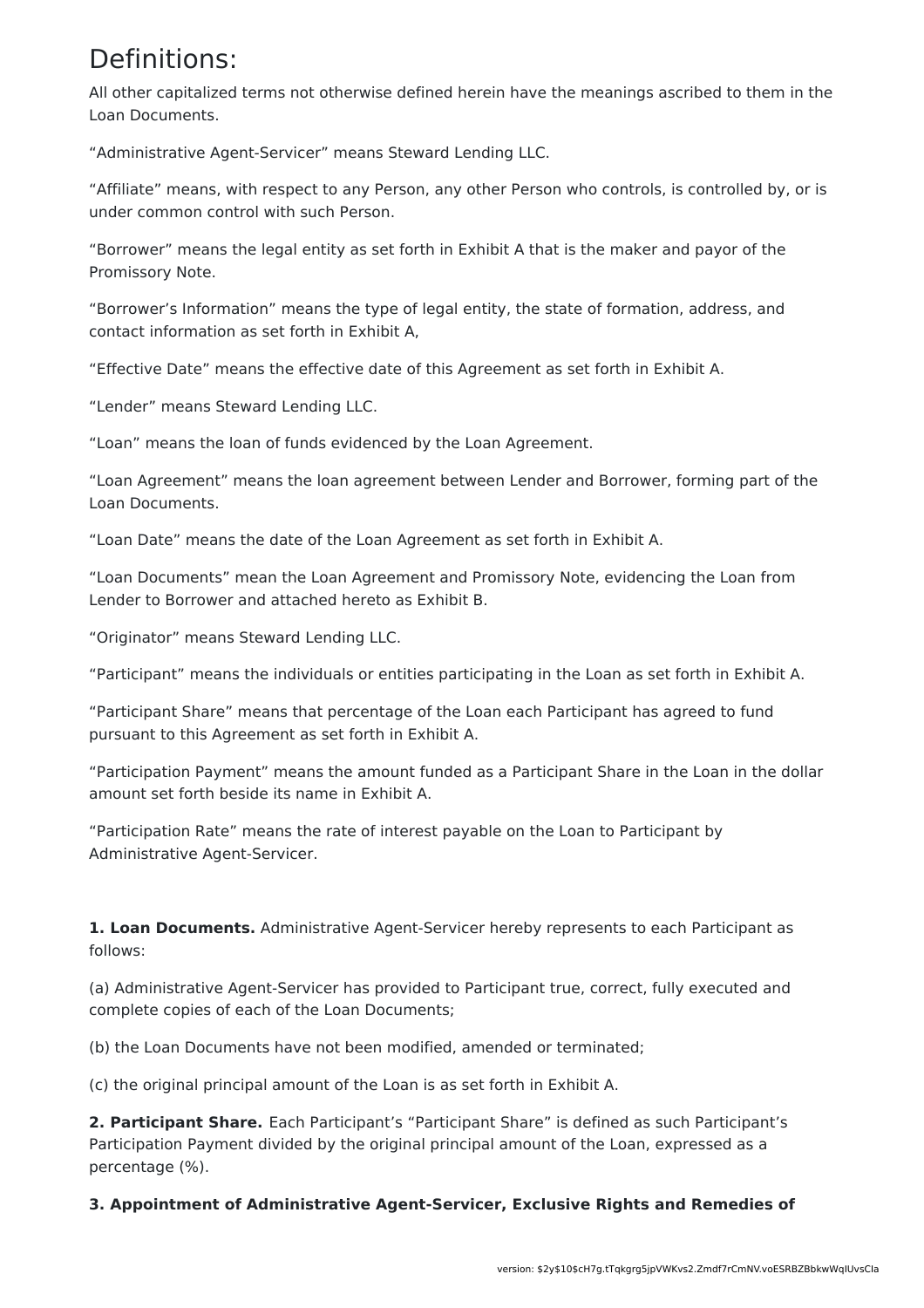# Definitions:

All other capitalized terms not otherwise defined herein have the meanings ascribed to them in the Loan Documents.

“Administrative Agent-Servicer” means Steward Lending LLC.

“Affiliate” means, with respect to any Person, any other Person who controls, is controlled by, or is under common control with such Person.

“Borrower” means the legal entity as set forth in Exhibit A that is the maker and payor of the Promissory Note.

“Borrower’s Information” means the type of legal entity, the state of formation, address, and contact information as set forth in Exhibit A,

“Effective Date” means the effective date of this Agreement as set forth in Exhibit A.

“Lender” means Steward Lending LLC.

“Loan” means the loan of funds evidenced by the Loan Agreement.

“Loan Agreement” means the loan agreement between Lender and Borrower, forming part of the Loan Documents.

“Loan Date” means the date of the Loan Agreement as set forth in Exhibit A.

“Loan Documents” mean the Loan Agreement and Promissory Note, evidencing the Loan from Lender to Borrower and attached hereto as Exhibit B.

“Originator” means Steward Lending LLC.

“Participant” means the individuals or entities participating in the Loan as set forth in Exhibit A.

“Participant Share” means that percentage of the Loan each Participant has agreed to fund pursuant to this Agreement as set forth in Exhibit A.

“Participation Payment” means the amount funded as a Participant Share in the Loan in the dollar amount set forth beside its name in Exhibit A.

“Participation Rate” means the rate of interest payable on the Loan to Participant by Administrative Agent-Servicer.

**1. Loan Documents.** Administrative Agent-Servicer hereby represents to each Participant as follows:

(a) Administrative Agent-Servicer has provided to Participant true, correct, fully executed and complete copies of each of the Loan Documents;

(b) the Loan Documents have not been modified, amended or terminated;

(c) the original principal amount of the Loan is as set forth in Exhibit A.

**2. Participant Share.** Each Participant’s “Participant Share” is defined as such Participant’s Participation Payment divided by the original principal amount of the Loan, expressed as a percentage (%).

**3. Appointment of Administrative Agent-Servicer, Exclusive Rights and Remedies of**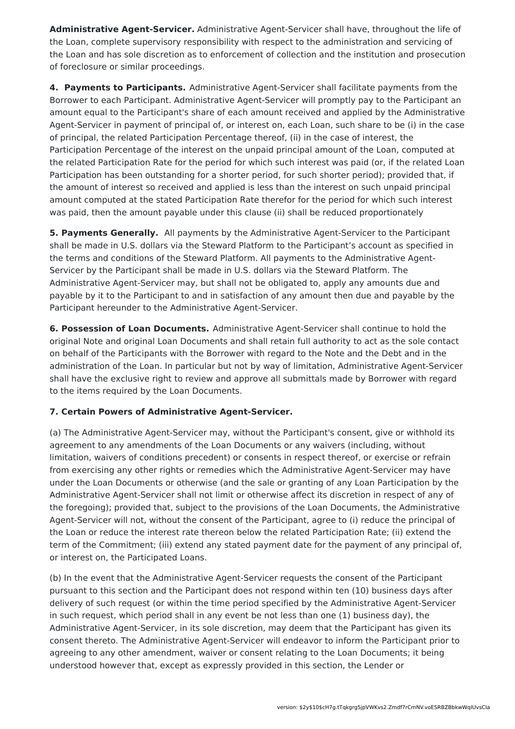**Administrative Agent-Servicer.** Administrative Agent-Servicer shall have, throughout the life of the Loan, complete supervisory responsibility with respect to the administration and servicing of the Loan and has sole discretion as to enforcement of collection and the institution and prosecution of foreclosure or similar proceedings.

**4. Payments to Participants.** Administrative Agent-Servicer shall facilitate payments from the Borrower to each Participant. Administrative Agent-Servicer will promptly pay to the Participant an amount equal to the Participant's share of each amount received and applied by the Administrative Agent-Servicer in payment of principal of, or interest on, each Loan, such share to be (i) in the case of principal, the related Participation Percentage thereof, (ii) in the case of interest, the Participation Percentage of the interest on the unpaid principal amount of the Loan, computed at the related Participation Rate for the period for which such interest was paid (or, if the related Loan Participation has been outstanding for a shorter period, for such shorter period); provided that, if the amount of interest so received and applied is less than the interest on such unpaid principal amount computed at the stated Participation Rate therefor for the period for which such interest was paid, then the amount payable under this clause (ii) shall be reduced proportionately

**5. Payments Generally.** All payments by the Administrative Agent-Servicer to the Participant shall be made in U.S. dollars via the Steward Platform to the Participant's account as specified in the terms and conditions of the Steward Platform. All payments to the Administrative Agent-Servicer by the Participant shall be made in U.S. dollars via the Steward Platform. The Administrative Agent-Servicer may, but shall not be obligated to, apply any amounts due and payable by it to the Participant to and in satisfaction of any amount then due and payable by the Participant hereunder to the Administrative Agent-Servicer.

**6. Possession of Loan Documents.** Administrative Agent-Servicer shall continue to hold the original Note and original Loan Documents and shall retain full authority to act as the sole contact on behalf of the Participants with the Borrower with regard to the Note and the Debt and in the administration of the Loan. In particular but not by way of limitation, Administrative Agent-Servicer shall have the exclusive right to review and approve all submittals made by Borrower with regard to the items required by the Loan Documents.

**7. Certain Powers of Administrative Agent-Servicer.**

(a) The Administrative Agent-Servicer may, without the Participant's consent, give or withhold its agreement to any amendments of the Loan Documents or any waivers (including, without limitation, waivers of conditions precedent) or consents in respect thereof, or exercise or refrain from exercising any other rights or remedies which the Administrative Agent-Servicer may have under the Loan Documents or otherwise (and the sale or granting of any Loan Participation by the Administrative Agent-Servicer shall not limit or otherwise affect its discretion in respect of any of the foregoing); provided that, subject to the provisions of the Loan Documents, the Administrative Agent-Servicer will not, without the consent of the Participant, agree to (i) reduce the principal of the Loan or reduce the interest rate thereon below the related Participation Rate; (ii) extend the term of the Commitment; (iii) extend any stated payment date for the payment of any principal of, or interest on, the Participated Loans.

(b) In the event that the Administrative Agent-Servicer requests the consent of the Participant pursuant to this section and the Participant does not respond within ten (10) business days after delivery of such request (or within the time period specified by the Administrative Agent-Servicer in such request, which period shall in any event be not less than one (1) business day), the Administrative Agent-Servicer, in its sole discretion, may deem that the Participant has given its consent thereto. The Administrative Agent-Servicer will endeavor to inform the Participant prior to agreeing to any other amendment, waiver or consent relating to the Loan Documents; it being understood however that, except as expressly provided in this section, the Lender or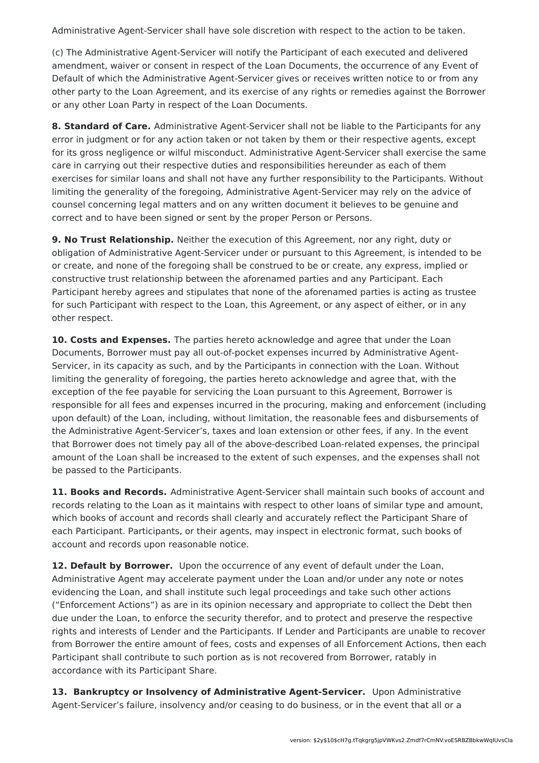Administrative Agent-Servicer shall have sole discretion with respect to the action to be taken.

(c) The Administrative Agent-Servicer will notify the Participant of each executed and delivered amendment, waiver or consent in respect of the Loan Documents, the occurrence of any Event of Default of which the Administrative Agent-Servicer gives or receives written notice to or from any other party to the Loan Agreement, and its exercise of any rights or remedies against the Borrower or any other Loan Party in respect of the Loan Documents.

**8. Standard of Care.** Administrative Agent-Servicer shall not be liable to the Participants for any error in judgment or for any action taken or not taken by them or their respective agents, except for its gross negligence or wilful misconduct. Administrative Agent-Servicer shall exercise the same care in carrying out their respective duties and responsibilities hereunder as each of them exercises for similar loans and shall not have any further responsibility to the Participants. Without limiting the generality of the foregoing, Administrative Agent-Servicer may rely on the advice of counsel concerning legal matters and on any written document it believes to be genuine and correct and to have been signed or sent by the proper Person or Persons.

**9. No Trust Relationship.** Neither the execution of this Agreement, nor any right, duty or obligation of Administrative Agent-Servicer under or pursuant to this Agreement, is intended to be or create, and none of the foregoing shall be construed to be or create, any express, implied or constructive trust relationship between the aforenamed parties and any Participant. Each Participant hereby agrees and stipulates that none of the aforenamed parties is acting as trustee for such Participant with respect to the Loan, this Agreement, or any aspect of either, or in any other respect.

**10. Costs and Expenses.** The parties hereto acknowledge and agree that under the Loan Documents, Borrower must pay all out-of-pocket expenses incurred by Administrative Agent-Servicer, in its capacity as such, and by the Participants in connection with the Loan. Without limiting the generality of foregoing, the parties hereto acknowledge and agree that, with the exception of the fee payable for servicing the Loan pursuant to this Agreement, Borrower is responsible for all fees and expenses incurred in the procuring, making and enforcement (including upon default) of the Loan, including, without limitation, the reasonable fees and disbursements of the Administrative Agent-Servicer's, taxes and loan extension or other fees, if any. In the event that Borrower does not timely pay all of the above-described Loan-related expenses, the principal amount of the Loan shall be increased to the extent of such expenses, and the expenses shall not be passed to the Participants.

**11. Books and Records.** Administrative Agent-Servicer shall maintain such books of account and records relating to the Loan as it maintains with respect to other loans of similar type and amount, which books of account and records shall clearly and accurately reflect the Participant Share of each Participant. Participants, or their agents, may inspect in electronic format, such books of account and records upon reasonable notice.

**12. Default by Borrower.** Upon the occurrence of any event of default under the Loan, Administrative Agent may accelerate payment under the Loan and/or under any note or notes evidencing the Loan, and shall institute such legal proceedings and take such other actions ("Enforcement Actions") as are in its opinion necessary and appropriate to collect the Debt then due under the Loan, to enforce the security therefor, and to protect and preserve the respective rights and interests of Lender and the Participants. If Lender and Participants are unable to recover from Borrower the entire amount of fees, costs and expenses of all Enforcement Actions, then each Participant shall contribute to such portion as is not recovered from Borrower, ratably in accordance with its Participant Share.

**13. Bankruptcy or Insolvency of Administrative Agent-Servicer.** Upon Administrative Agent-Servicer's failure, insolvency and/or ceasing to do business, or in the event that all or a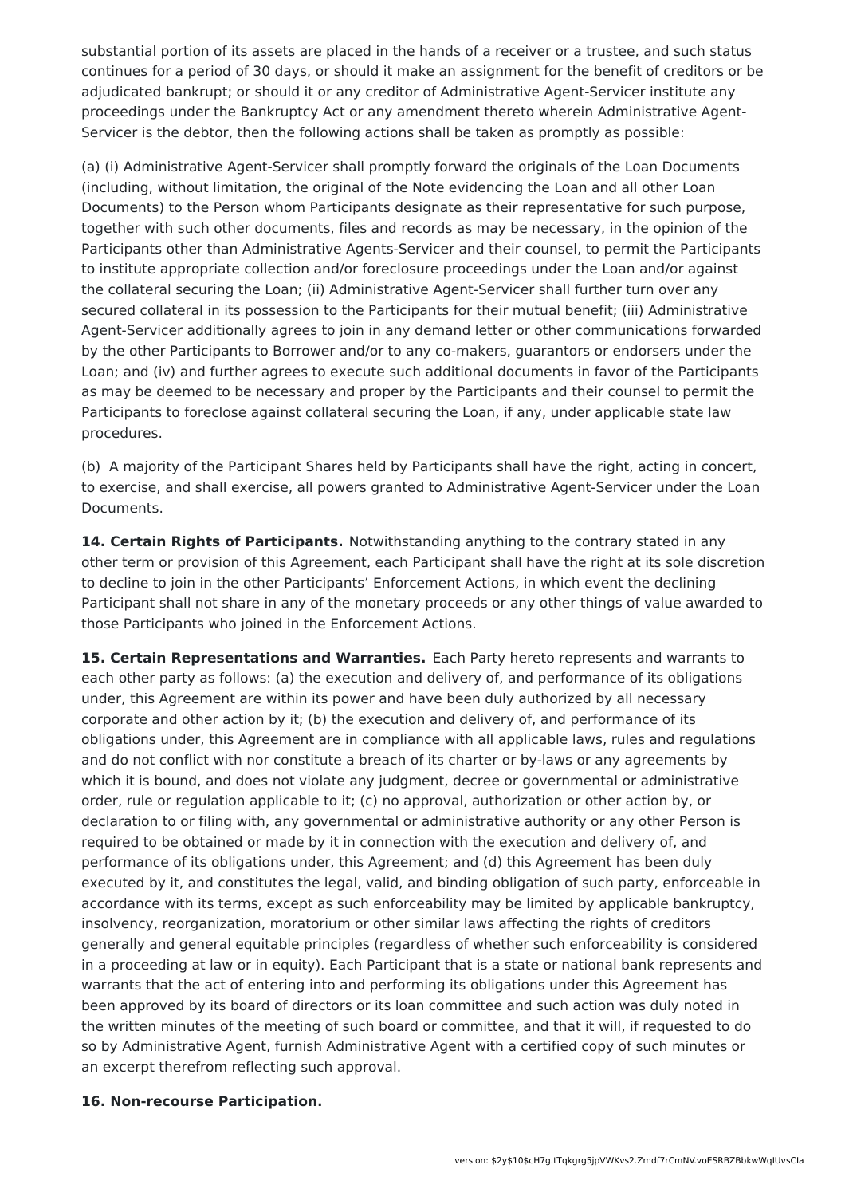substantial portion of its assets are placed in the hands of a receiver or a trustee, and such status continues for a period of 30 days, or should it make an assignment for the benefit of creditors or be adjudicated bankrupt; or should it or any creditor of Administrative Agent-Servicer institute any proceedings under the Bankruptcy Act or any amendment thereto wherein Administrative Agent-Servicer is the debtor, then the following actions shall be taken as promptly as possible:

(a) (i) Administrative Agent-Servicer shall promptly forward the originals of the Loan Documents (including, without limitation, the original of the Note evidencing the Loan and all other Loan Documents) to the Person whom Participants designate as their representative for such purpose, together with such other documents, files and records as may be necessary, in the opinion of the Participants other than Administrative Agents-Servicer and their counsel, to permit the Participants to institute appropriate collection and/or foreclosure proceedings under the Loan and/or against the collateral securing the Loan; (ii) Administrative Agent-Servicer shall further turn over any secured collateral in its possession to the Participants for their mutual benefit; (iii) Administrative Agent-Servicer additionally agrees to join in any demand letter or other communications forwarded by the other Participants to Borrower and/or to any co-makers, guarantors or endorsers under the Loan; and (iv) and further agrees to execute such additional documents in favor of the Participants as may be deemed to be necessary and proper by the Participants and their counsel to permit the Participants to foreclose against collateral securing the Loan, if any, under applicable state law procedures.

(b) A majority of the Participant Shares held by Participants shall have the right, acting in concert, to exercise, and shall exercise, all powers granted to Administrative Agent-Servicer under the Loan Documents.

**14. Certain Rights of Participants.** Notwithstanding anything to the contrary stated in any other term or provision of this Agreement, each Participant shall have the right at its sole discretion to decline to join in the other Participants' Enforcement Actions, in which event the declining Participant shall not share in any of the monetary proceeds or any other things of value awarded to those Participants who joined in the Enforcement Actions.

**15. Certain Representations and Warranties.** Each Party hereto represents and warrants to each other party as follows: (a) the execution and delivery of, and performance of its obligations under, this Agreement are within its power and have been duly authorized by all necessary corporate and other action by it; (b) the execution and delivery of, and performance of its obligations under, this Agreement are in compliance with all applicable laws, rules and regulations and do not conflict with nor constitute a breach of its charter or by-laws or any agreements by which it is bound, and does not violate any judgment, decree or governmental or administrative order, rule or regulation applicable to it; (c) no approval, authorization or other action by, or declaration to or filing with, any governmental or administrative authority or any other Person is required to be obtained or made by it in connection with the execution and delivery of, and performance of its obligations under, this Agreement; and (d) this Agreement has been duly executed by it, and constitutes the legal, valid, and binding obligation of such party, enforceable in accordance with its terms, except as such enforceability may be limited by applicable bankruptcy, insolvency, reorganization, moratorium or other similar laws affecting the rights of creditors generally and general equitable principles (regardless of whether such enforceability is considered in a proceeding at law or in equity). Each Participant that is a state or national bank represents and warrants that the act of entering into and performing its obligations under this Agreement has been approved by its board of directors or its loan committee and such action was duly noted in the written minutes of the meeting of such board or committee, and that it will, if requested to do so by Administrative Agent, furnish Administrative Agent with a certified copy of such minutes or an excerpt therefrom reflecting such approval.

**16. Non-recourse Participation.**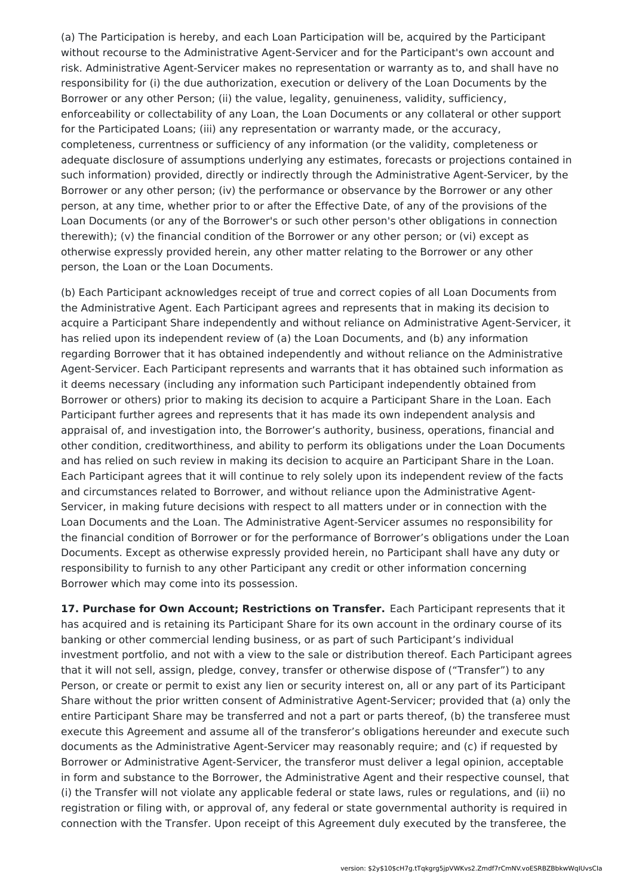(a) The Participation is hereby, and each Loan Participation will be, acquired by the Participant without recourse to the Administrative Agent-Servicer and for the Participant's own account and risk. Administrative Agent-Servicer makes no representation or warranty as to, and shall have no responsibility for (i) the due authorization, execution or delivery of the Loan Documents by the Borrower or any other Person; (ii) the value, legality, genuineness, validity, sufficiency, enforceability or collectability of any Loan, the Loan Documents or any collateral or other support for the Participated Loans; (iii) any representation or warranty made, or the accuracy, completeness, currentness or sufficiency of any information (or the validity, completeness or adequate disclosure of assumptions underlying any estimates, forecasts or projections contained in such information) provided, directly or indirectly through the Administrative Agent-Servicer, by the Borrower or any other person; (iv) the performance or observance by the Borrower or any other person, at any time, whether prior to or after the Effective Date, of any of the provisions of the Loan Documents (or any of the Borrower's or such other person's other obligations in connection therewith); (v) the financial condition of the Borrower or any other person; or (vi) except as otherwise expressly provided herein, any other matter relating to the Borrower or any other person, the Loan or the Loan Documents.

(b) Each Participant acknowledges receipt of true and correct copies of all Loan Documents from the Administrative Agent. Each Participant agrees and represents that in making its decision to acquire a Participant Share independently and without reliance on Administrative Agent-Servicer, it has relied upon its independent review of (a) the Loan Documents, and (b) any information regarding Borrower that it has obtained independently and without reliance on the Administrative Agent-Servicer. Each Participant represents and warrants that it has obtained such information as it deems necessary (including any information such Participant independently obtained from Borrower or others) prior to making its decision to acquire a Participant Share in the Loan. Each Participant further agrees and represents that it has made its own independent analysis and appraisal of, and investigation into, the Borrower's authority, business, operations, financial and other condition, creditworthiness, and ability to perform its obligations under the Loan Documents and has relied on such review in making its decision to acquire an Participant Share in the Loan. Each Participant agrees that it will continue to rely solely upon its independent review of the facts and circumstances related to Borrower, and without reliance upon the Administrative Agent-Servicer, in making future decisions with respect to all matters under or in connection with the Loan Documents and the Loan. The Administrative Agent-Servicer assumes no responsibility for the financial condition of Borrower or for the performance of Borrower's obligations under the Loan Documents. Except as otherwise expressly provided herein, no Participant shall have any duty or responsibility to furnish to any other Participant any credit or other information concerning Borrower which may come into its possession.

**17. Purchase for Own Account; Restrictions on Transfer.** Each Participant represents that it has acquired and is retaining its Participant Share for its own account in the ordinary course of its banking or other commercial lending business, or as part of such Participant's individual investment portfolio, and not with a view to the sale or distribution thereof. Each Participant agrees that it will not sell, assign, pledge, convey, transfer or otherwise dispose of ("Transfer") to any Person, or create or permit to exist any lien or security interest on, all or any part of its Participant Share without the prior written consent of Administrative Agent-Servicer; provided that (a) only the entire Participant Share may be transferred and not a part or parts thereof, (b) the transferee must execute this Agreement and assume all of the transferor's obligations hereunder and execute such documents as the Administrative Agent-Servicer may reasonably require; and (c) if requested by Borrower or Administrative Agent-Servicer, the transferor must deliver a legal opinion, acceptable in form and substance to the Borrower, the Administrative Agent and their respective counsel, that (i) the Transfer will not violate any applicable federal or state laws, rules or regulations, and (ii) no registration or filing with, or approval of, any federal or state governmental authority is required in connection with the Transfer. Upon receipt of this Agreement duly executed by the transferee, the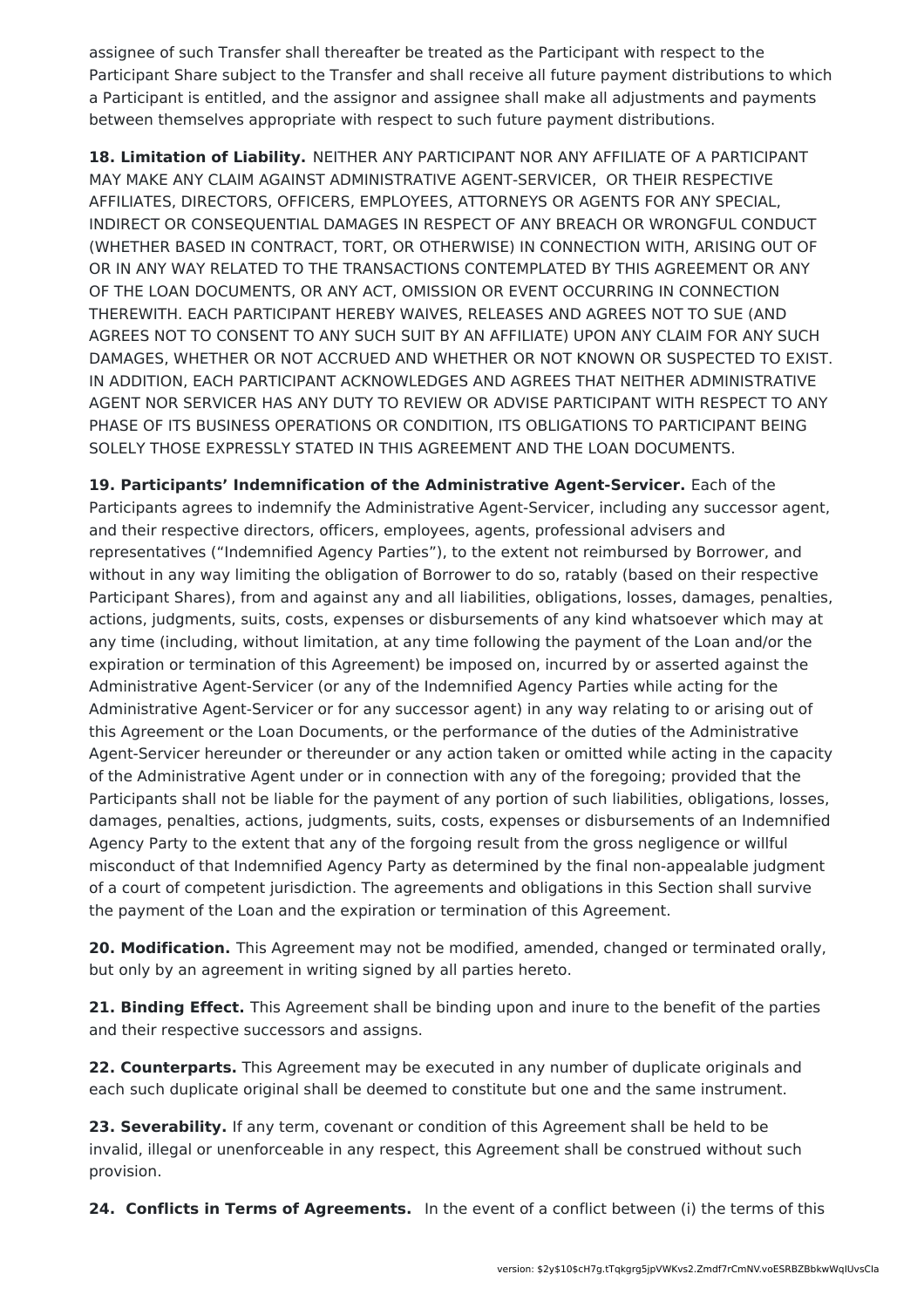assignee of such Transfer shall thereafter be treated as the Participant with respect to the Participant Share subject to the Transfer and shall receive all future payment distributions to which a Participant is entitled, and the assignor and assignee shall make all adjustments and payments between themselves appropriate with respect to such future payment distributions.

**18. Limitation of Liability.** NEITHER ANY PARTICIPANT NOR ANY AFFILIATE OF A PARTICIPANT MAY MAKE ANY CLAIM AGAINST ADMINISTRATIVE AGENT-SERVICER, OR THEIR RESPECTIVE AFFILIATES, DIRECTORS, OFFICERS, EMPLOYEES, ATTORNEYS OR AGENTS FOR ANY SPECIAL, INDIRECT OR CONSEQUENTIAL DAMAGES IN RESPECT OF ANY BREACH OR WRONGFUL CONDUCT (WHETHER BASED IN CONTRACT, TORT, OR OTHERWISE) IN CONNECTION WITH, ARISING OUT OF OR IN ANY WAY RELATED TO THE TRANSACTIONS CONTEMPLATED BY THIS AGREEMENT OR ANY OF THE LOAN DOCUMENTS, OR ANY ACT, OMISSION OR EVENT OCCURRING IN CONNECTION THEREWITH. EACH PARTICIPANT HEREBY WAIVES, RELEASES AND AGREES NOT TO SUE (AND AGREES NOT TO CONSENT TO ANY SUCH SUIT BY AN AFFILIATE) UPON ANY CLAIM FOR ANY SUCH DAMAGES, WHETHER OR NOT ACCRUED AND WHETHER OR NOT KNOWN OR SUSPECTED TO EXIST. IN ADDITION, EACH PARTICIPANT ACKNOWLEDGES AND AGREES THAT NEITHER ADMINISTRATIVE AGENT NOR SERVICER HAS ANY DUTY TO REVIEW OR ADVISE PARTICIPANT WITH RESPECT TO ANY PHASE OF ITS BUSINESS OPERATIONS OR CONDITION, ITS OBLIGATIONS TO PARTICIPANT BEING SOLELY THOSE EXPRESSLY STATED IN THIS AGREEMENT AND THE LOAN DOCUMENTS.

**19. Participants' Indemnification of the Administrative Agent-Servicer.** Each of the Participants agrees to indemnify the Administrative Agent-Servicer, including any successor agent, and their respective directors, officers, employees, agents, professional advisers and representatives ("Indemnified Agency Parties"), to the extent not reimbursed by Borrower, and without in any way limiting the obligation of Borrower to do so, ratably (based on their respective Participant Shares), from and against any and all liabilities, obligations, losses, damages, penalties, actions, judgments, suits, costs, expenses or disbursements of any kind whatsoever which may at any time (including, without limitation, at any time following the payment of the Loan and/or the expiration or termination of this Agreement) be imposed on, incurred by or asserted against the Administrative Agent-Servicer (or any of the Indemnified Agency Parties while acting for the Administrative Agent-Servicer or for any successor agent) in any way relating to or arising out of this Agreement or the Loan Documents, or the performance of the duties of the Administrative Agent-Servicer hereunder or thereunder or any action taken or omitted while acting in the capacity of the Administrative Agent under or in connection with any of the foregoing; provided that the Participants shall not be liable for the payment of any portion of such liabilities, obligations, losses, damages, penalties, actions, judgments, suits, costs, expenses or disbursements of an Indemnified Agency Party to the extent that any of the forgoing result from the gross negligence or willful misconduct of that Indemnified Agency Party as determined by the final non-appealable judgment of a court of competent jurisdiction. The agreements and obligations in this Section shall survive the payment of the Loan and the expiration or termination of this Agreement.

**20. Modification.** This Agreement may not be modified, amended, changed or terminated orally, but only by an agreement in writing signed by all parties hereto.

**21. Binding Effect.** This Agreement shall be binding upon and inure to the benefit of the parties and their respective successors and assigns.

**22. Counterparts.** This Agreement may be executed in any number of duplicate originals and each such duplicate original shall be deemed to constitute but one and the same instrument.

**23. Severability.** If any term, covenant or condition of this Agreement shall be held to be invalid, illegal or unenforceable in any respect, this Agreement shall be construed without such provision.

**24. Conflicts in Terms of Agreements.** In the event of a conflict between (i) the terms of this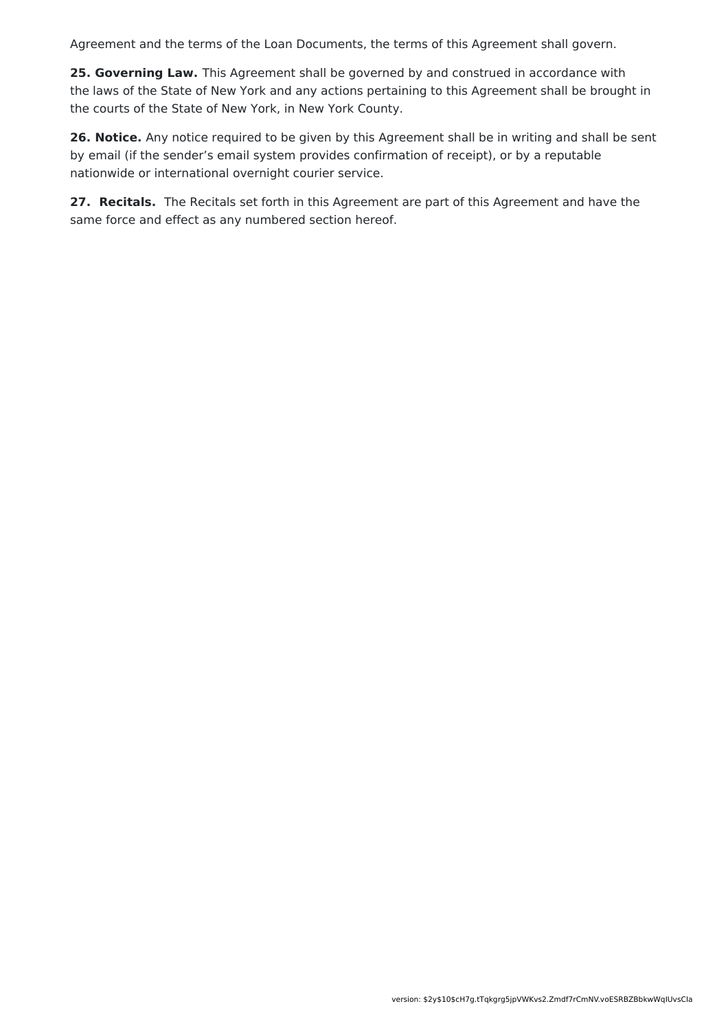Agreement and the terms of the Loan Documents, the terms of this Agreement shall govern.

**25. Governing Law.** This Agreement shall be governed by and construed in accordance with the laws of the State of New York and any actions pertaining to this Agreement shall be brought in the courts of the State of New York, in New York County.

**26. Notice.** Any notice required to be given by this Agreement shall be in writing and shall be sent by email (if the sender's email system provides confirmation of receipt), or by a reputable nationwide or international overnight courier service.

**27. Recitals.** The Recitals set forth in this Agreement are part of this Agreement and have the same force and effect as any numbered section hereof.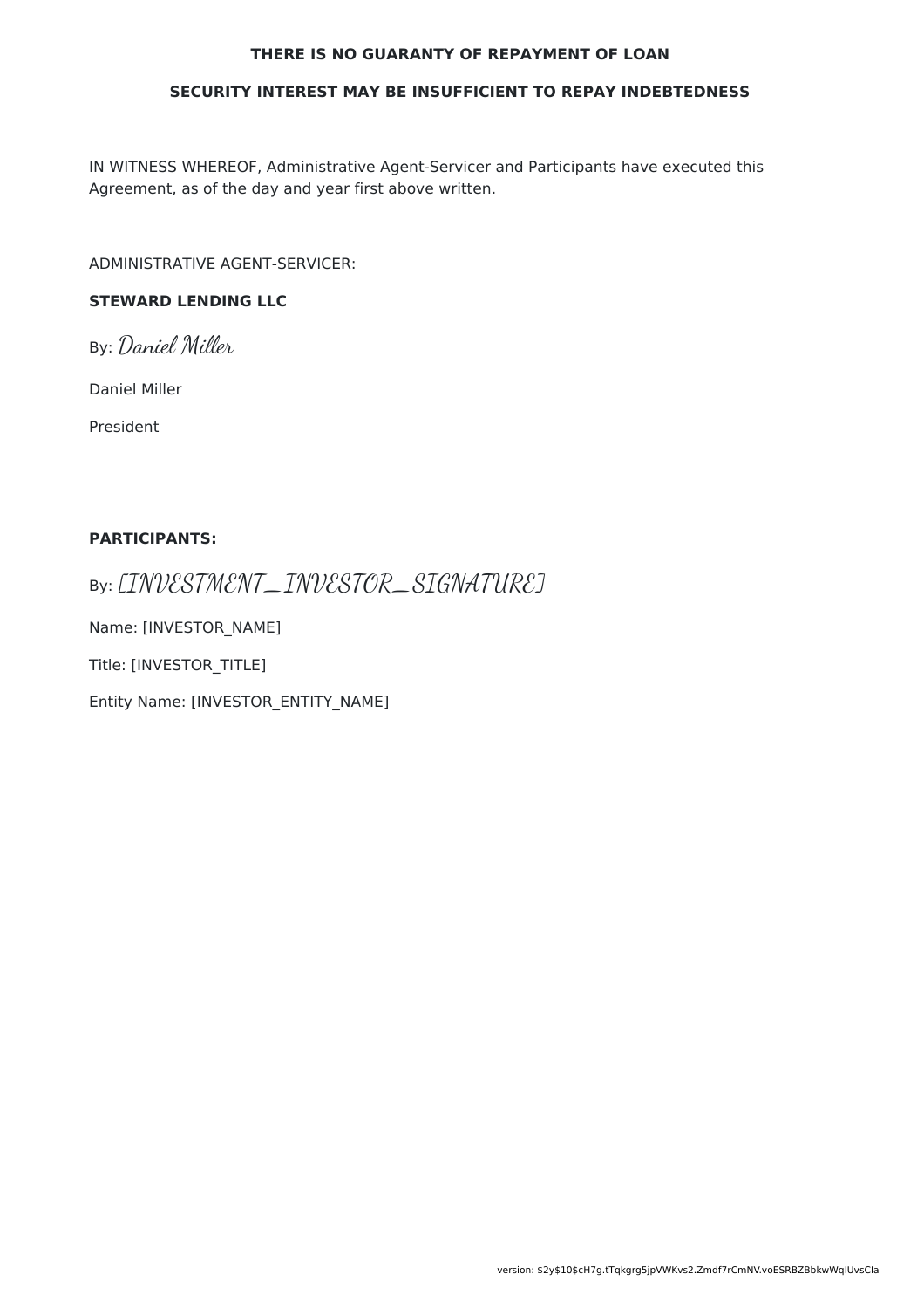**THERE IS NO GUARANTY OF REPAYMENT OF LOAN**

**SECURITY INTEREST MAY BE INSUFFICIENT TO REPAY INDEBTEDNESS**

IN WITNESS WHEREOF, Administrative Agent-Servicer and Participants have executed this Agreement, as of the day and year first above written.

ADMINISTRATIVE AGENT-SERVICER:

**STEWARD LENDING LLC**

By: Daniel Miller

Daniel Miller

President

**PARTICIPANTS:**

By: [INVESTMENT_INVESTOR_SIGNATURE]

Name: [INVESTOR_NAME]

Title: [INVESTOR_TITLE]

Entity Name: [INVESTOR_ENTITY_NAME]

version: $2y$10$cH7g.tTqkgrg5jpVWKvs2.Zmdf7rCmNV.voESRBZBbkwWqIUvsCla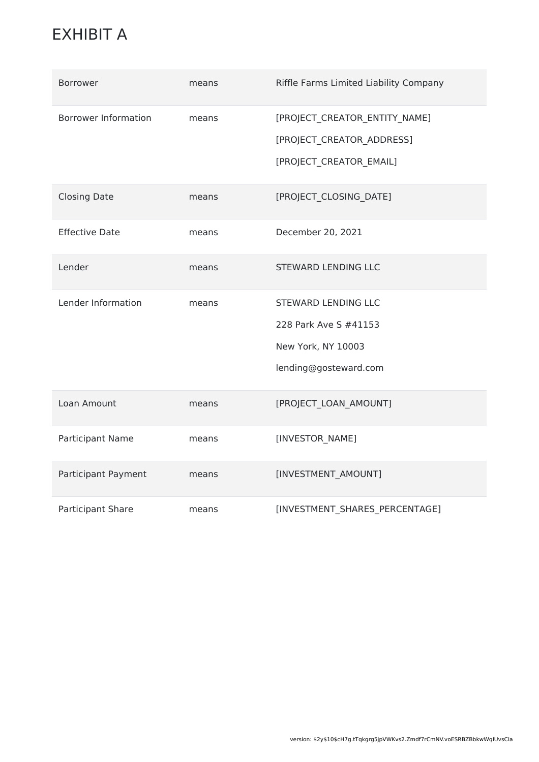# EXHIBIT A

| | | |
|---|---|---|
| Borrower | means | Riffle Farms Limited Liability Company |
| Borrower Information | means | [PROJECT_CREATOR_ENTITY_NAME]<br>[PROJECT_CREATOR_ADDRESS]<br>[PROJECT_CREATOR_EMAIL] |
| Closing Date | means | [PROJECT_CLOSING_DATE] |
| Effective Date | means | December 20, 2021 |
| Lender | means | STEWARD LENDING LLC |
| Lender Information | means | STEWARD LENDING LLC<br>228 Park Ave S #41153<br>New York, NY 10003<br>lending@gosteward.com |
| Loan Amount | means | [PROJECT_LOAN_AMOUNT] |
| Participant Name | means | [INVESTOR_NAME] |
| Participant Payment | means | [INVESTMENT_AMOUNT] |
| Participant Share | means | [INVESTMENT_SHARES_PERCENTAGE] |